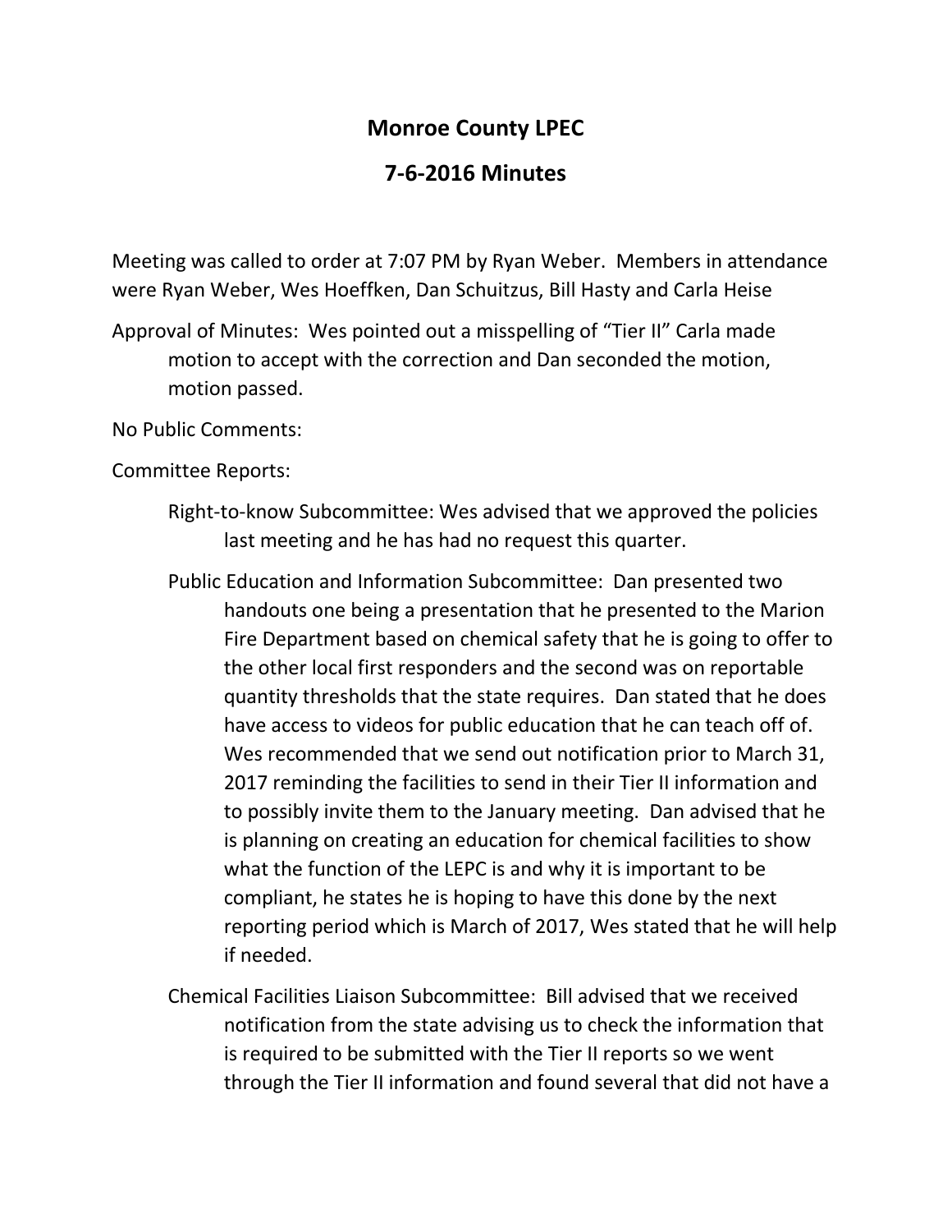# Monroe County LPEC

## 7-6-2016 Minutes

Meeting was called to order at 7:07 PM by Ryan Weber. Members in attendance were Ryan Weber, Wes Hoeffken, Dan Schuitzus, Bill Hasty and Carla Heise

Approval of Minutes: Wes pointed out a misspelling of "Tier II" Carla made motion to accept with the correction and Dan seconded the motion, motion passed.

No Public Comments:

Committee Reports:

Right-to-know Subcommittee: Wes advised that we approved the policies last meeting and he has had no request this quarter.

Public Education and Information Subcommittee: Dan presented two handouts one being a presentation that he presented to the Marion Fire Department based on chemical safety that he is going to offer to the other local first responders and the second was on reportable quantity thresholds that the state requires. Dan stated that he does have access to videos for public education that he can teach off of. Wes recommended that we send out notification prior to March 31, 2017 reminding the facilities to send in their Tier II information and to possibly invite them to the January meeting. Dan advised that he is planning on creating an education for chemical facilities to show what the function of the LEPC is and why it is important to be compliant, he states he is hoping to have this done by the next reporting period which is March of 2017, Wes stated that he will help if needed.

Chemical Facilities Liaison Subcommittee: Bill advised that we received notification from the state advising us to check the information that is required to be submitted with the Tier II reports so we went through the Tier II information and found several that did not have a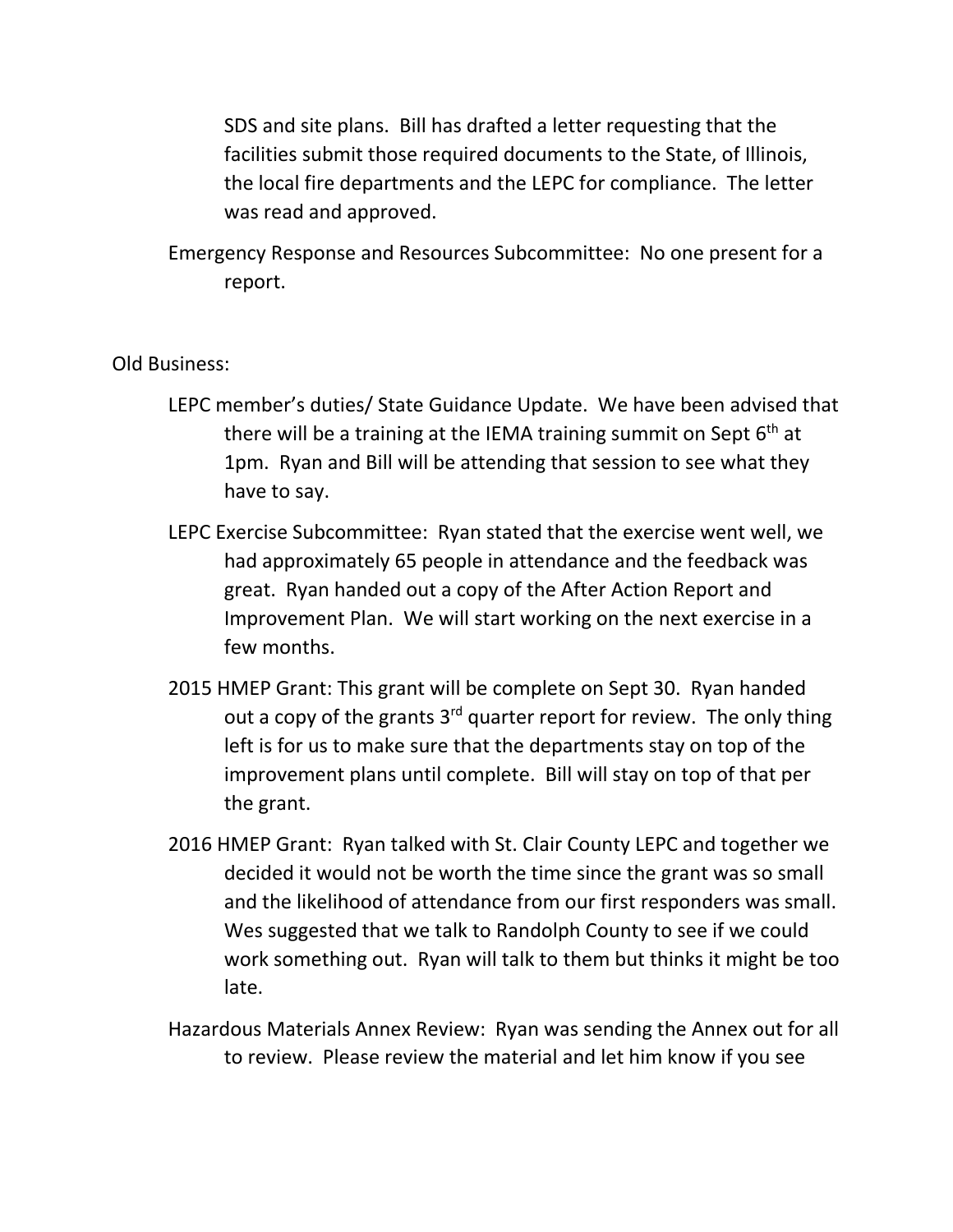SDS and site plans. Bill has drafted a letter requesting that the facilities submit those required documents to the State, of Illinois, the local fire departments and the LEPC for compliance. The letter was read and approved.

Emergency Response and Resources Subcommittee: No one present for a report.

Old Business:

LEPC member's duties/ State Guidance Update. We have been advised that there will be a training at the IEMA training summit on Sept 6th at 1pm. Ryan and Bill will be attending that session to see what they have to say.

LEPC Exercise Subcommittee: Ryan stated that the exercise went well, we had approximately 65 people in attendance and the feedback was great. Ryan handed out a copy of the After Action Report and Improvement Plan. We will start working on the next exercise in a few months.

2015 HMEP Grant: This grant will be complete on Sept 30. Ryan handed out a copy of the grants 3rd quarter report for review. The only thing left is for us to make sure that the departments stay on top of the improvement plans until complete. Bill will stay on top of that per the grant.

2016 HMEP Grant: Ryan talked with St. Clair County LEPC and together we decided it would not be worth the time since the grant was so small and the likelihood of attendance from our first responders was small. Wes suggested that we talk to Randolph County to see if we could work something out. Ryan will talk to them but thinks it might be too late.

Hazardous Materials Annex Review: Ryan was sending the Annex out for all to review. Please review the material and let him know if you see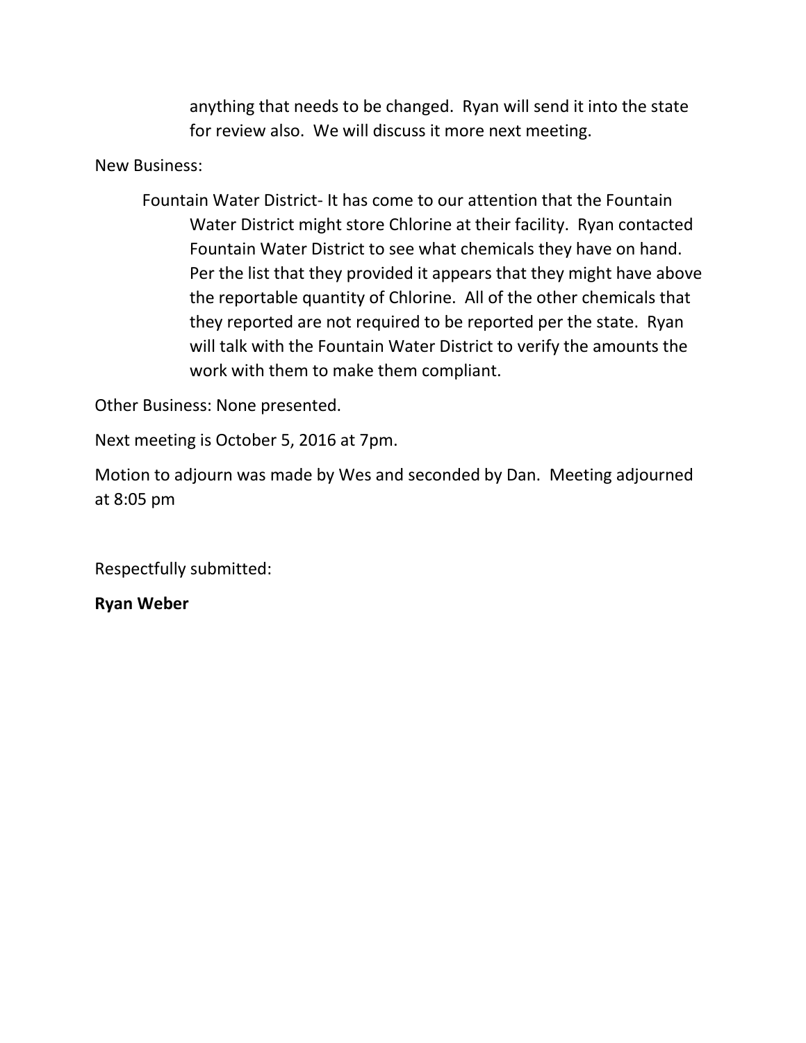anything that needs to be changed. Ryan will send it into the state for review also. We will discuss it more next meeting.

New Business:

Fountain Water District- It has come to our attention that the Fountain Water District might store Chlorine at their facility. Ryan contacted Fountain Water District to see what chemicals they have on hand. Per the list that they provided it appears that they might have above the reportable quantity of Chlorine. All of the other chemicals that they reported are not required to be reported per the state. Ryan will talk with the Fountain Water District to verify the amounts the work with them to make them compliant.

Other Business: None presented.

Next meeting is October 5, 2016 at 7pm.

Motion to adjourn was made by Wes and seconded by Dan. Meeting adjourned at 8:05 pm

Respectfully submitted:

**Ryan Weber**